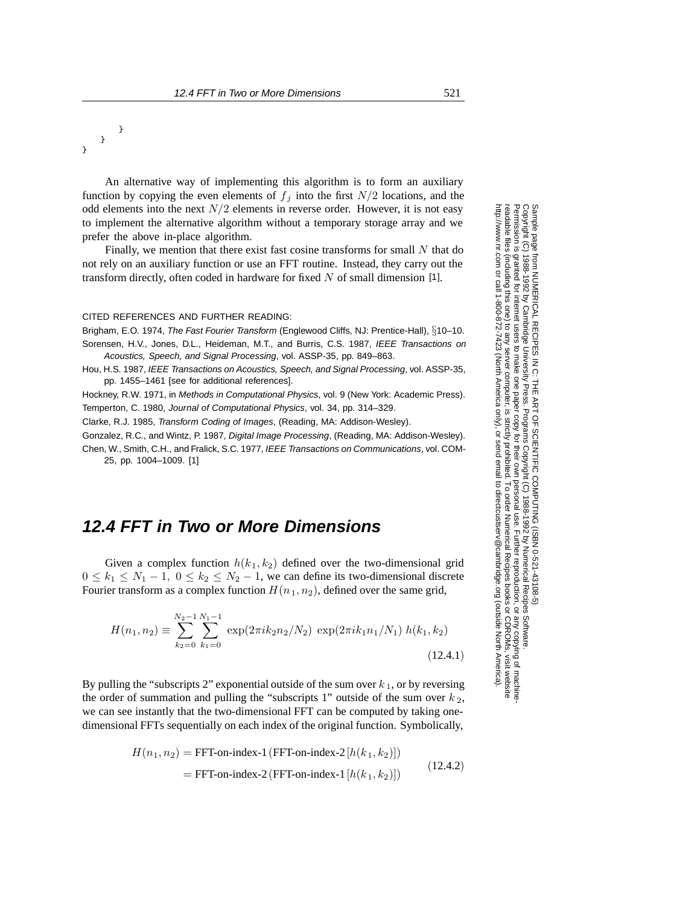```
        }
    }
}
```

An alternative way of implementing this algorithm is to form an auxiliary function by copying the even elements of $f_j$ into the first $N/2$ locations, and the odd elements into the next $N/2$ elements in reverse order. However, it is not easy to implement the alternative algorithm without a temporary storage array and we prefer the above in-place algorithm.

Finally, we mention that there exist fast cosine transforms for small $N$ that do not rely on an auxiliary function or use an FFT routine. Instead, they carry out the transform directly, often coded in hardware for fixed $N$ of small dimension [1].

CITED REFERENCES AND FURTHER READING:

Brigham, E.O. 1974, *The Fast Fourier Transform* (Englewood Cliffs, NJ: Prentice-Hall), §10–10.

Sorensen, H.V., Jones, D.L., Heideman, M.T., and Burris, C.S. 1987, *IEEE Transactions on Acoustics, Speech, and Signal Processing*, vol. ASSP-35, pp. 849–863.

Hou, H.S. 1987, *IEEE Transactions on Acoustics, Speech, and Signal Processing*, vol. ASSP-35, pp. 1455–1461 [see for additional references].

Hockney, R.W. 1971, in *Methods in Computational Physics*, vol. 9 (New York: Academic Press).

Temperton, C. 1980, *Journal of Computational Physics*, vol. 34, pp. 314–329.

Clarke, R.J. 1985, *Transform Coding of Images*, (Reading, MA: Addison-Wesley).

Gonzalez, R.C., and Wintz, P. 1987, *Digital Image Processing*, (Reading, MA: Addison-Wesley).

Chen, W., Smith, C.H., and Fralick, S.C. 1977, *IEEE Transactions on Communications*, vol. COM-25, pp. 1004–1009. [1]

## 12.4 FFT in Two or More Dimensions

Given a complex function $h(k_1, k_2)$ defined over the two-dimensional grid $0 \le k_1 \le N_1 - 1,\ 0 \le k_2 \le N_2 - 1$, we can define its two-dimensional discrete Fourier transform as a complex function $H(n_1, n_2)$, defined over the same grid,

$$H(n_1, n_2) \equiv \sum_{k_2=0}^{N_2-1} \sum_{k_1=0}^{N_1-1} \exp(2\pi i k_2 n_2/N_2)\ \exp(2\pi i k_1 n_1/N_1)\ h(k_1, k_2) \tag{12.4.1}$$

By pulling the "subscripts 2" exponential outside of the sum over $k_1$, or by reversing the order of summation and pulling the "subscripts 1" outside of the sum over $k_2$, we can see instantly that the two-dimensional FFT can be computed by taking one-dimensional FFTs sequentially on each index of the original function. Symbolically,

$$\begin{aligned} H(n_1, n_2) &= \text{FFT-on-index-1}\left(\text{FFT-on-index-2}\left[h(k_1, k_2)\right]\right) \\ &= \text{FFT-on-index-2}\left(\text{FFT-on-index-1}\left[h(k_1, k_2)\right]\right) \end{aligned} \tag{12.4.2}$$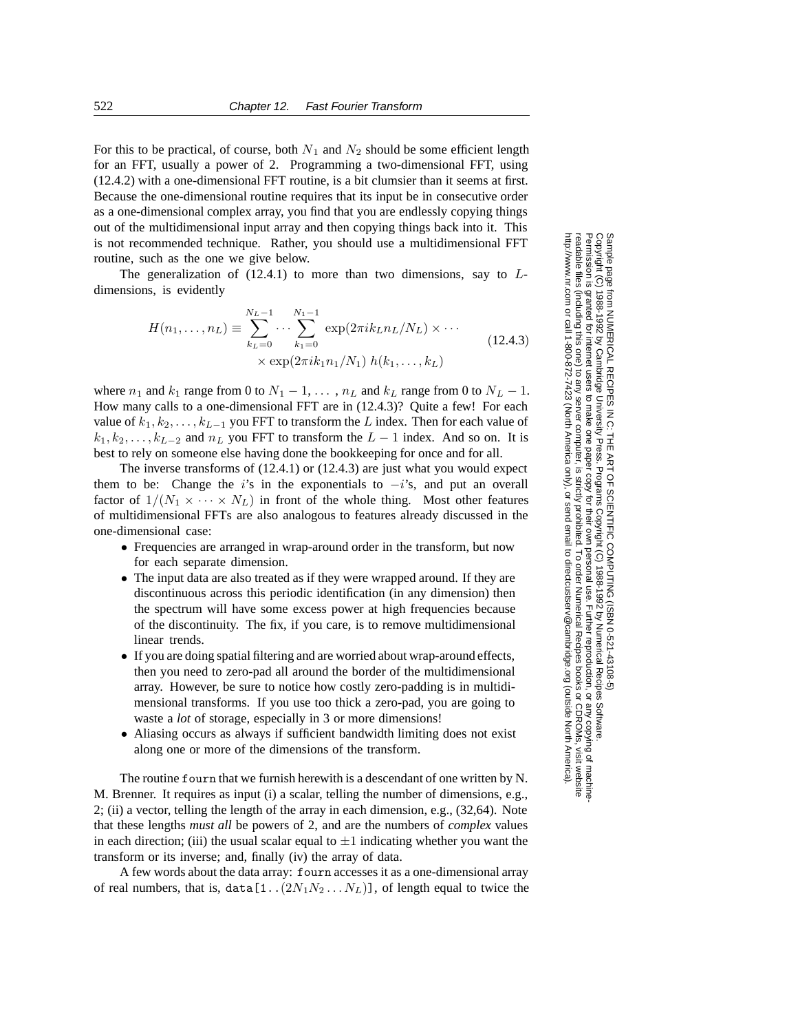For this to be practical, of course, both $N_1$ and $N_2$ should be some efficient length for an FFT, usually a power of 2. Programming a two-dimensional FFT, using (12.4.2) with a one-dimensional FFT routine, is a bit clumsier than it seems at first. Because the one-dimensional routine requires that its input be in consecutive order as a one-dimensional complex array, you find that you are endlessly copying things out of the multidimensional input array and then copying things back into it. This is not recommended technique. Rather, you should use a multidimensional FFT routine, such as the one we give below.

The generalization of (12.4.1) to more than two dimensions, say to $L$-dimensions, is evidently

$$H(n_1, \dots, n_L) \equiv \sum_{k_L=0}^{N_L-1} \cdots \sum_{k_1=0}^{N_1-1} \exp(2\pi i k_L n_L / N_L) \times \cdots \\ \times \exp(2\pi i k_1 n_1 / N_1) \; h(k_1, \dots, k_L) \tag{12.4.3}$$

where $n_1$ and $k_1$ range from 0 to $N_1 - 1$, ... , $n_L$ and $k_L$ range from 0 to $N_L - 1$. How many calls to a one-dimensional FFT are in (12.4.3)? Quite a few! For each value of $k_1, k_2, \dots, k_{L-1}$ you FFT to transform the $L$ index. Then for each value of $k_1, k_2, \dots, k_{L-2}$ and $n_L$ you FFT to transform the $L - 1$ index. And so on. It is best to rely on someone else having done the bookkeeping for once and for all.

The inverse transforms of (12.4.1) or (12.4.3) are just what you would expect them to be: Change the $i$'s in the exponentials to $-i$'s, and put an overall factor of $1/(N_1 \times \cdots \times N_L)$ in front of the whole thing. Most other features of multidimensional FFTs are also analogous to features already discussed in the one-dimensional case:

- Frequencies are arranged in wrap-around order in the transform, but now for each separate dimension.
- The input data are also treated as if they were wrapped around. If they are discontinuous across this periodic identification (in any dimension) then the spectrum will have some excess power at high frequencies because of the discontinuity. The fix, if you care, is to remove multidimensional linear trends.
- If you are doing spatial filtering and are worried about wrap-around effects, then you need to zero-pad all around the border of the multidimensional array. However, be sure to notice how costly zero-padding is in multidimensional transforms. If you use too thick a zero-pad, you are going to waste a *lot* of storage, especially in 3 or more dimensions!
- Aliasing occurs as always if sufficient bandwidth limiting does not exist along one or more of the dimensions of the transform.

The routine `fourn` that we furnish herewith is a descendant of one written by N. M. Brenner. It requires as input (i) a scalar, telling the number of dimensions, e.g., 2; (ii) a vector, telling the length of the array in each dimension, e.g., (32,64). Note that these lengths *must all* be powers of 2, and are the numbers of *complex* values in each direction; (iii) the usual scalar equal to $\pm 1$ indicating whether you want the transform or its inverse; and, finally (iv) the array of data.

A few words about the data array: `fourn` accesses it as a one-dimensional array of real numbers, that is, `data[1..`$(2N_1 N_2 \dots N_L)$`]`, of length equal to twice the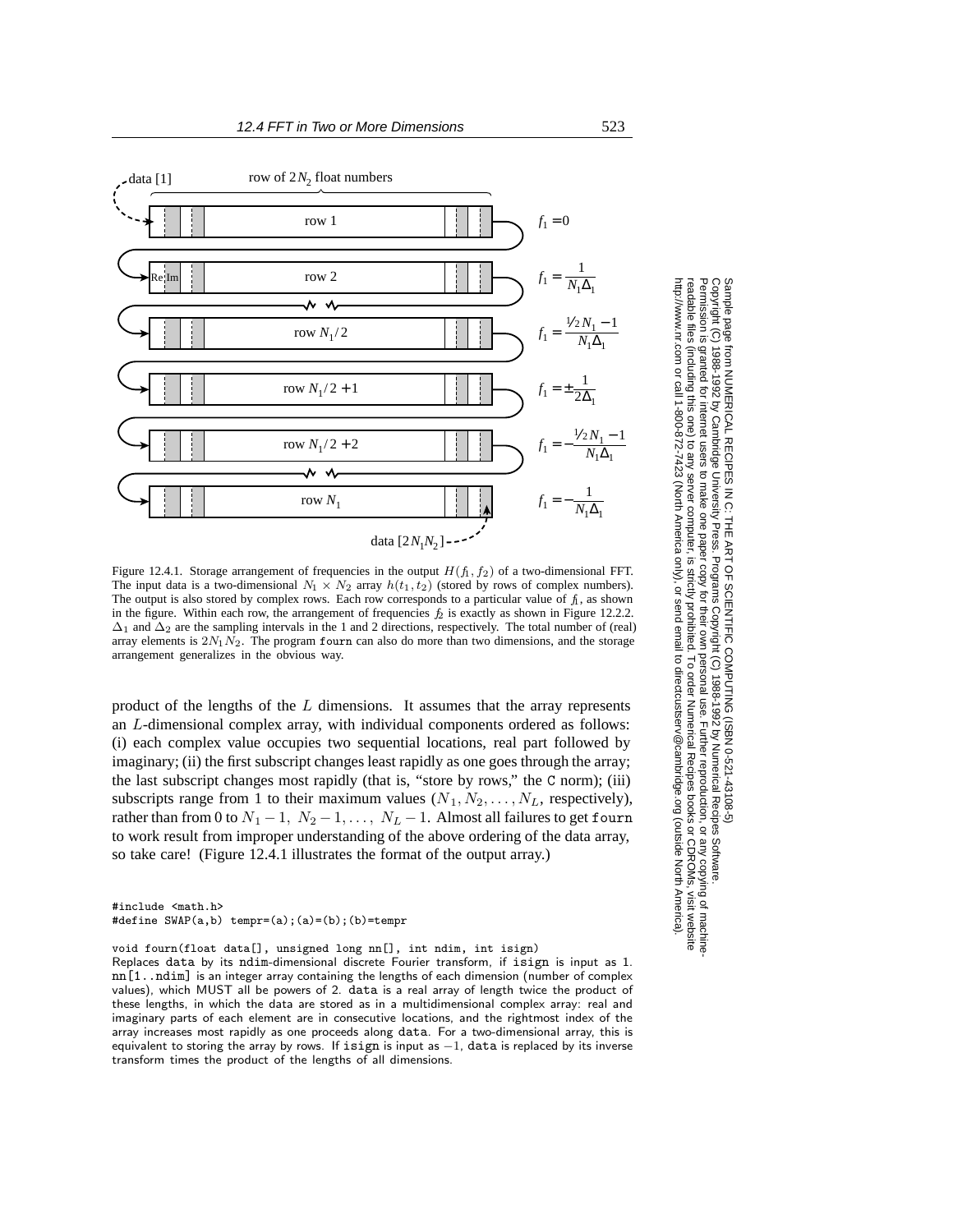Figure 12.4.1. Storage arrangement of frequencies in the output $H(f_1, f_2)$ of a two-dimensional FFT. The input data is a two-dimensional $N_1 \times N_2$ array $h(t_1, t_2)$ (stored by rows of complex numbers). The output is also stored by complex rows. Each row corresponds to a particular value of $f_1$, as shown in the figure. Within each row, the arrangement of frequencies $f_2$ is exactly as shown in Figure 12.2.2. $\Delta_1$ and $\Delta_2$ are the sampling intervals in the 1 and 2 directions, respectively. The total number of (real) array elements is $2N_1N_2$. The program fourn can also do more than two dimensions, and the storage arrangement generalizes in the obvious way.

product of the lengths of the $L$ dimensions. It assumes that the array represents an $L$-dimensional complex array, with individual components ordered as follows: (i) each complex value occupies two sequential locations, real part followed by imaginary; (ii) the first subscript changes least rapidly as one goes through the array; the last subscript changes most rapidly (that is, "store by rows," the C norm); (iii) subscripts range from 1 to their maximum values ($N_1, N_2, \ldots, N_L$, respectively), rather than from 0 to $N_1 - 1,\ N_2 - 1, \ldots,\ N_L - 1$. Almost all failures to get fourn to work result from improper understanding of the above ordering of the data array, so take care! (Figure 12.4.1 illustrates the format of the output array.)

```
#include <math.h>
#define SWAP(a,b) tempr=(a);(a)=(b);(b)=tempr

void fourn(float data[], unsigned long nn[], int ndim, int isign)
```

Replaces data by its ndim-dimensional discrete Fourier transform, if isign is input as 1. nn[1..ndim] is an integer array containing the lengths of each dimension (number of complex values), which MUST all be powers of 2. data is a real array of length twice the product of these lengths, in which the data are stored as in a multidimensional complex array: real and imaginary parts of each element are in consecutive locations, and the rightmost index of the array increases most rapidly as one proceeds along data. For a two-dimensional array, this is equivalent to storing the array by rows. If isign is input as $-1$, data is replaced by its inverse transform times the product of the lengths of all dimensions.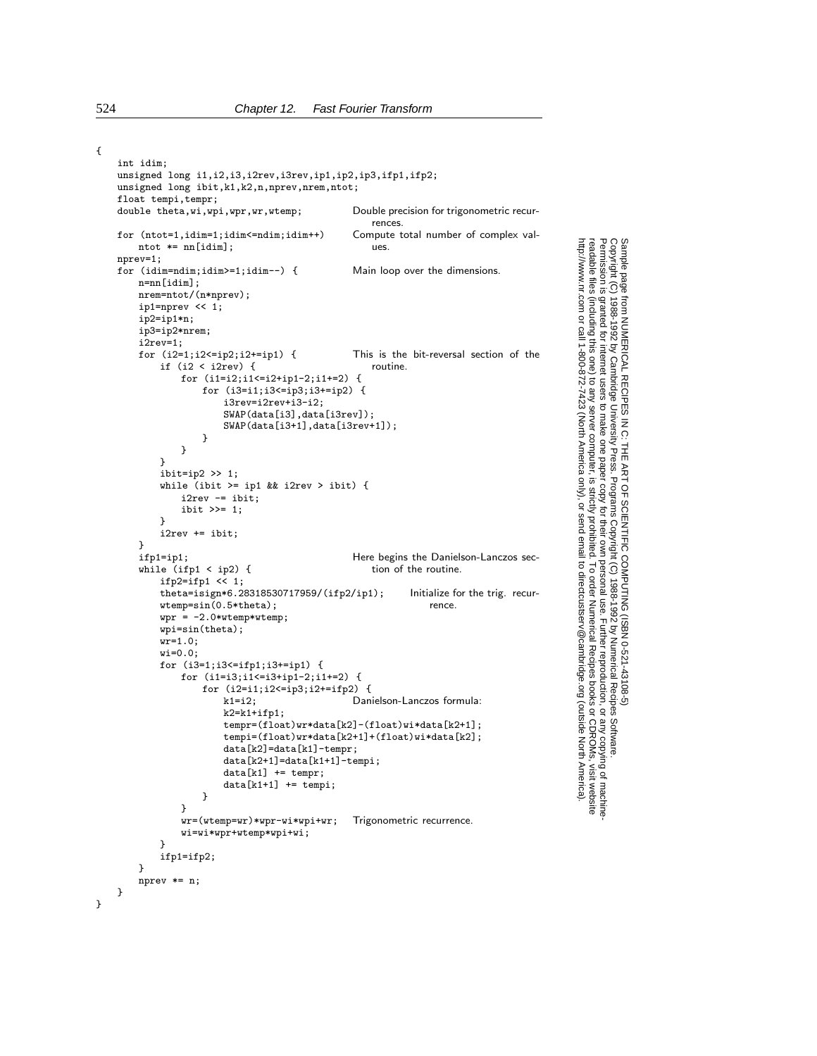```
{
    int idim;
    unsigned long i1,i2,i3,i2rev,i3rev,ip1,ip2,ip3,ifp1,ifp2;
    unsigned long ibit,k1,k2,n,nprev,nrem,ntot;
    float tempi,tempr;
    double theta,wi,wpi,wpr,wr,wtemp;          Double precision for trigonometric recurrences.

    for (ntot=1,idim=1;idim<=ndim;idim++)      Compute total number of complex values.
        ntot *= nn[idim];
    nprev=1;
    for (idim=ndim;idim>=1;idim--) {           Main loop over the dimensions.
        n=nn[idim];
        nrem=ntot/(n*nprev);
        ip1=nprev << 1;
        ip2=ip1*n;
        ip3=ip2*nrem;
        i2rev=1;
        for (i2=1;i2<=ip2;i2+=ip1) {           This is the bit-reversal section of the
            if (i2 < i2rev) {                      routine.
                for (i1=i2;i1<=i2+ip1-2;i1+=2) {
                    for (i3=i1;i3<=ip3;i3+=ip2) {
                        i3rev=i2rev+i3-i2;
                        SWAP(data[i3],data[i3rev]);
                        SWAP(data[i3+1],data[i3rev+1]);
                    }
                }
            }
            ibit=ip2 >> 1;
            while (ibit >= ip1 && i2rev > ibit) {
                i2rev -= ibit;
                ibit >>= 1;
            }
            i2rev += ibit;
        }
        ifp1=ip1;                              Here begins the Danielson-Lanczos sec-
        while (ifp1 < ip2) {                       tion of the routine.
            ifp2=ifp1 << 1;
            theta=isign*6.28318530717959/(ifp2/ip1);      Initialize for the trig. recur-
            wtemp=sin(0.5*theta);                             rence.
            wpr = -2.0*wtemp*wtemp;
            wpi=sin(theta);
            wr=1.0;
            wi=0.0;
            for (i3=1;i3<=ifp1;i3+=ip1) {
                for (i1=i3;i1<=i3+ip1-2;i1+=2) {
                    for (i2=i1;i2<=ip3;i2+=ifp2) {
                        k1=i2;                 Danielson-Lanczos formula:
                        k2=k1+ifp1;
                        tempr=(float)wr*data[k2]-(float)wi*data[k2+1];
                        tempi=(float)wr*data[k2+1]+(float)wi*data[k2];
                        data[k2]=data[k1]-tempr;
                        data[k2+1]=data[k1+1]-tempi;
                        data[k1] += tempr;
                        data[k1+1] += tempi;
                    }
                }
                wr=(wtemp=wr)*wpr-wi*wpi+wr;   Trigonometric recurrence.
                wi=wi*wpr+wtemp*wpi+wi;
            }
            ifp1=ifp2;
        }
        nprev *= n;
    }
}
```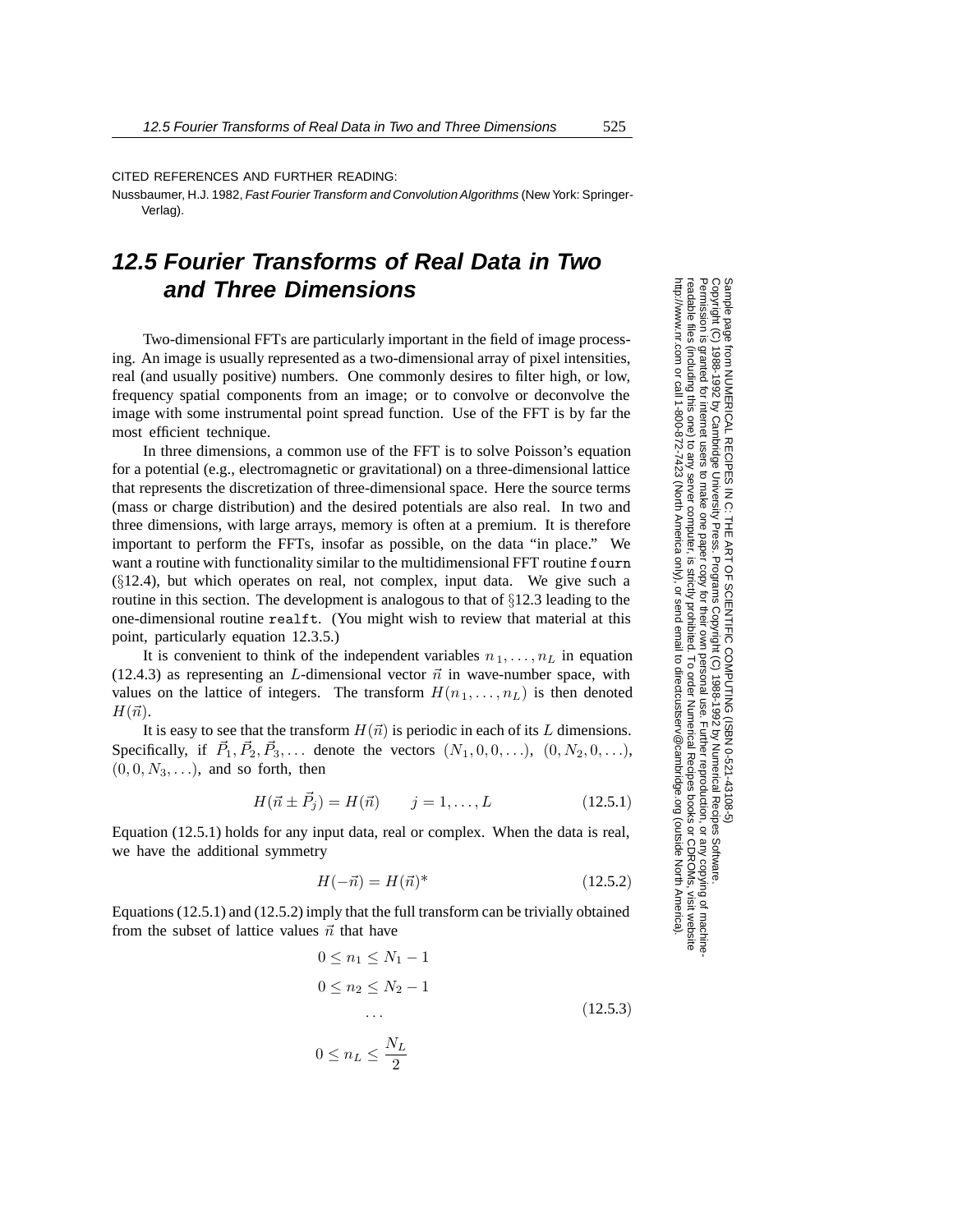CITED REFERENCES AND FURTHER READING:

Nussbaumer, H.J. 1982, *Fast Fourier Transform and Convolution Algorithms* (New York: Springer-Verlag).

## 12.5 Fourier Transforms of Real Data in Two and Three Dimensions

Two-dimensional FFTs are particularly important in the field of image processing. An image is usually represented as a two-dimensional array of pixel intensities, real (and usually positive) numbers. One commonly desires to filter high, or low, frequency spatial components from an image; or to convolve or deconvolve the image with some instrumental point spread function. Use of the FFT is by far the most efficient technique.

In three dimensions, a common use of the FFT is to solve Poisson's equation for a potential (e.g., electromagnetic or gravitational) on a three-dimensional lattice that represents the discretization of three-dimensional space. Here the source terms (mass or charge distribution) and the desired potentials are also real. In two and three dimensions, with large arrays, memory is often at a premium. It is therefore important to perform the FFTs, insofar as possible, on the data "in place." We want a routine with functionality similar to the multidimensional FFT routine `fourn` (§12.4), but which operates on real, not complex, input data. We give such a routine in this section. The development is analogous to that of §12.3 leading to the one-dimensional routine `realft`. (You might wish to review that material at this point, particularly equation 12.3.5.)

It is convenient to think of the independent variables $n_1, \ldots, n_L$ in equation (12.4.3) as representing an $L$-dimensional vector $\vec{n}$ in wave-number space, with values on the lattice of integers. The transform $H(n_1, \ldots, n_L)$ is then denoted $H(\vec{n})$.

It is easy to see that the transform $H(\vec{n})$ is periodic in each of its $L$ dimensions. Specifically, if $\vec{P}_1, \vec{P}_2, \vec{P}_3, \ldots$ denote the vectors $(N_1, 0, 0, \ldots)$, $(0, N_2, 0, \ldots)$, $(0, 0, N_3, \ldots)$, and so forth, then

$$H(\vec{n} \pm \vec{P}_j) = H(\vec{n}) \qquad j = 1, \ldots, L \tag{12.5.1}$$

Equation (12.5.1) holds for any input data, real or complex. When the data is real, we have the additional symmetry

$$H(-\vec{n}) = H(\vec{n})^* \tag{12.5.2}$$

Equations (12.5.1) and (12.5.2) imply that the full transform can be trivially obtained from the subset of lattice values $\vec{n}$ that have

$$\begin{aligned} 0 &\leq n_1 \leq N_1 - 1 \\ 0 &\leq n_2 \leq N_2 - 1 \\ &\cdots \\ 0 &\leq n_L \leq \frac{N_L}{2} \end{aligned} \tag{12.5.3}$$